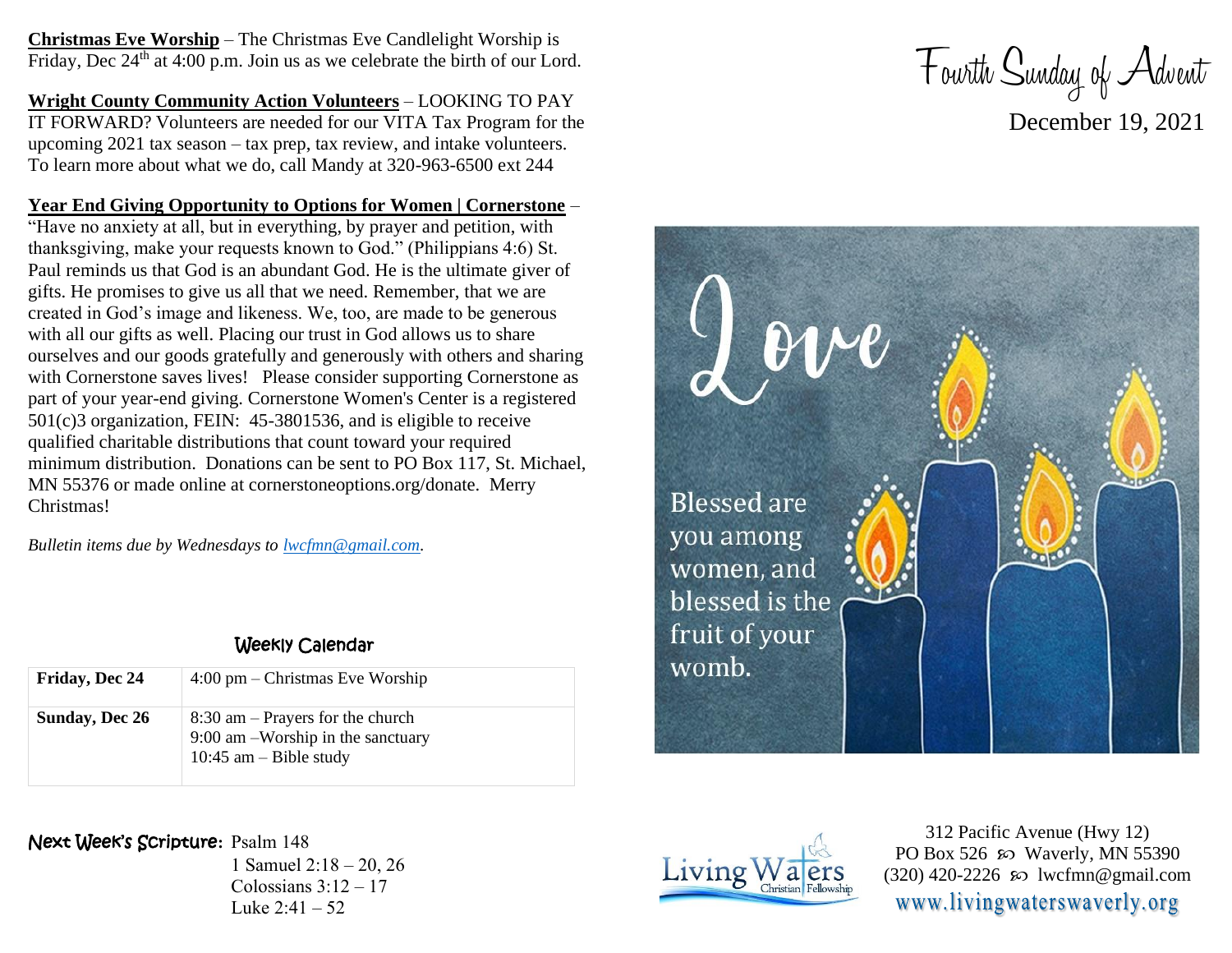**Christmas Eve Worship** – The Christmas Eve Candlelight Worship is Friday, Dec 24th at 4:00 p.m. Join us as we celebrate the birth of our Lord.

**Wright County Community Action Volunteers** – LOOKING TO PAY IT FORWARD? Volunteers are needed for our VITA Tax Program for the upcoming 2021 tax season – tax prep, tax review, and intake volunteers. To learn more about what we do, call Mandy at 320-963-6500 ext 244

**Year End Giving Opportunity to Options for Women | Cornerstone** – "Have no anxiety at all, but in everything, by prayer and petition, with thanksgiving, make your requests known to God." (Philippians 4:6) St. Paul reminds us that God is an abundant God. He is the ultimate giver of gifts. He promises to give us all that we need. Remember, that we are created in God's image and likeness. We, too, are made to be generous with all our gifts as well. Placing our trust in God allows us to share ourselves and our goods gratefully and generously with others and sharing with Cornerstone saves lives! Please consider supporting Cornerstone as part of your year-end giving. Cornerstone Women's Center is a registered 501(c)3 organization, FEIN: 45-3801536, and is eligible to receive qualified charitable distributions that count toward your required minimum distribution. Donations can be sent to PO Box 117, St. Michael, MN 55376 or made online at cornerstoneoptions.org/donate. Merry Christmas!

*Bulletin items due by Wednesdays to lwcfmn@gmail.com.*

## Weekly Calendar

| Friday, Dec 24 | 4:00 pm – Christmas Eve Worship |
|---|---|
| **Sunday, Dec 26** | 8:30 am – Prayers for the church<br>9:00 am –Worship in the sanctuary<br>10:45 am – Bible study |

**Next Week's Scripture:** Psalm 148
1 Samuel 2:18 – 20, 26
Colossians 3:12 – 17
Luke 2:41 – 52

# Fourth Sunday of Advent

December 19, 2021

Love

Blessed are you among women, and blessed is the fruit of your womb.

Living Waters Christian Fellowship

312 Pacific Avenue (Hwy 12)
PO Box 526 ꕥ Waverly, MN 55390
(320) 420-2226 ꕥ lwcfmn@gmail.com
www.livingwaterswaverly.org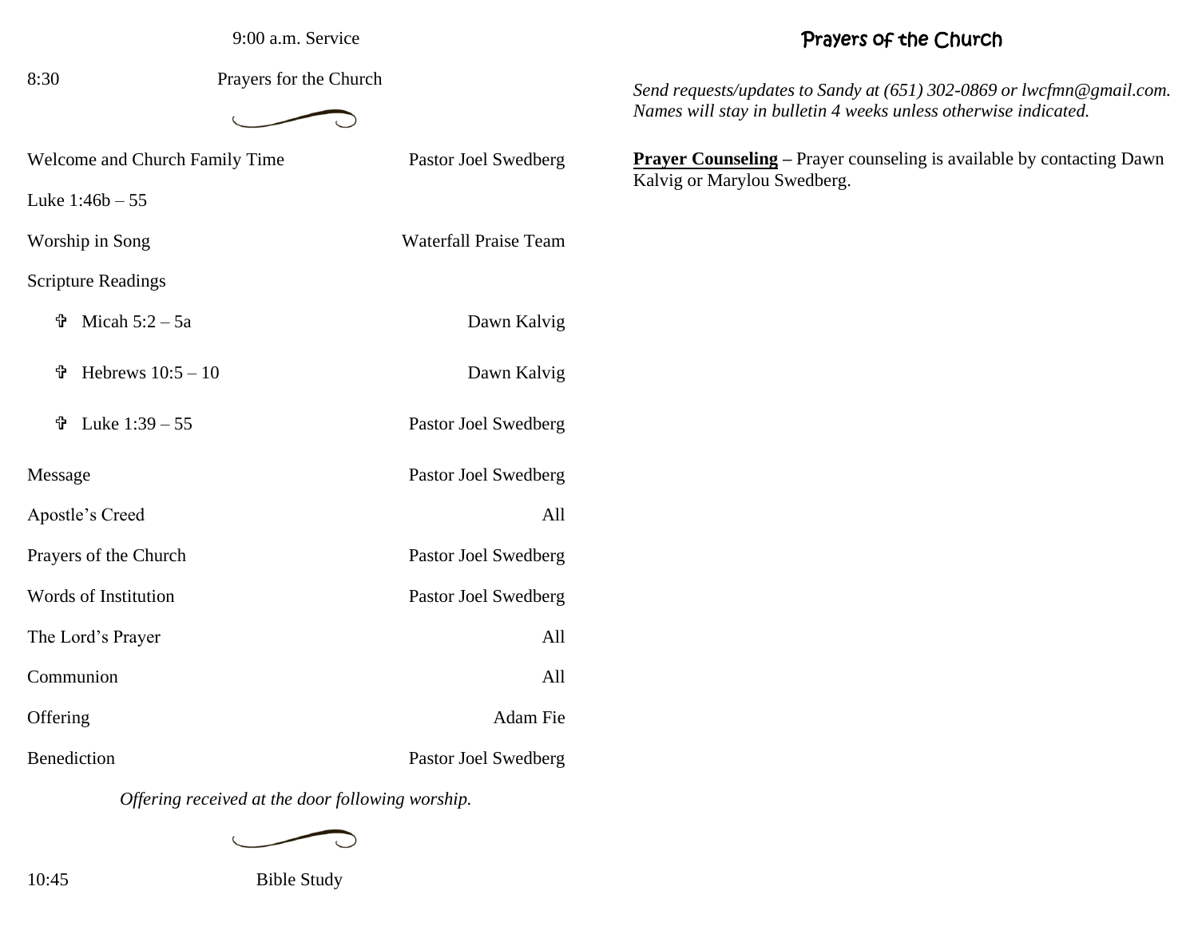9:00 a.m. Service

8:30 Prayers for the Church

| | |
|---|---|
| Welcome and Church Family Time | Pastor Joel Swedberg |
| Luke 1:46b – 55 | |
| Worship in Song | Waterfall Praise Team |
| Scripture Readings | |
| ✞ Micah 5:2 – 5a | Dawn Kalvig |
| ✞ Hebrews 10:5 – 10 | Dawn Kalvig |
| ✞ Luke 1:39 – 55 | Pastor Joel Swedberg |
| Message | Pastor Joel Swedberg |
| Apostle's Creed | All |
| Prayers of the Church | Pastor Joel Swedberg |
| Words of Institution | Pastor Joel Swedberg |
| The Lord's Prayer | All |
| Communion | All |
| Offering | Adam Fie |
| Benediction | Pastor Joel Swedberg |

*Offering received at the door following worship.*

10:45 Bible Study

## Prayers of the Church

*Send requests/updates to Sandy at (651) 302-0869 or lwcfmn@gmail.com. Names will stay in bulletin 4 weeks unless otherwise indicated.*

**Prayer Counseling** – Prayer counseling is available by contacting Dawn Kalvig or Marylou Swedberg.